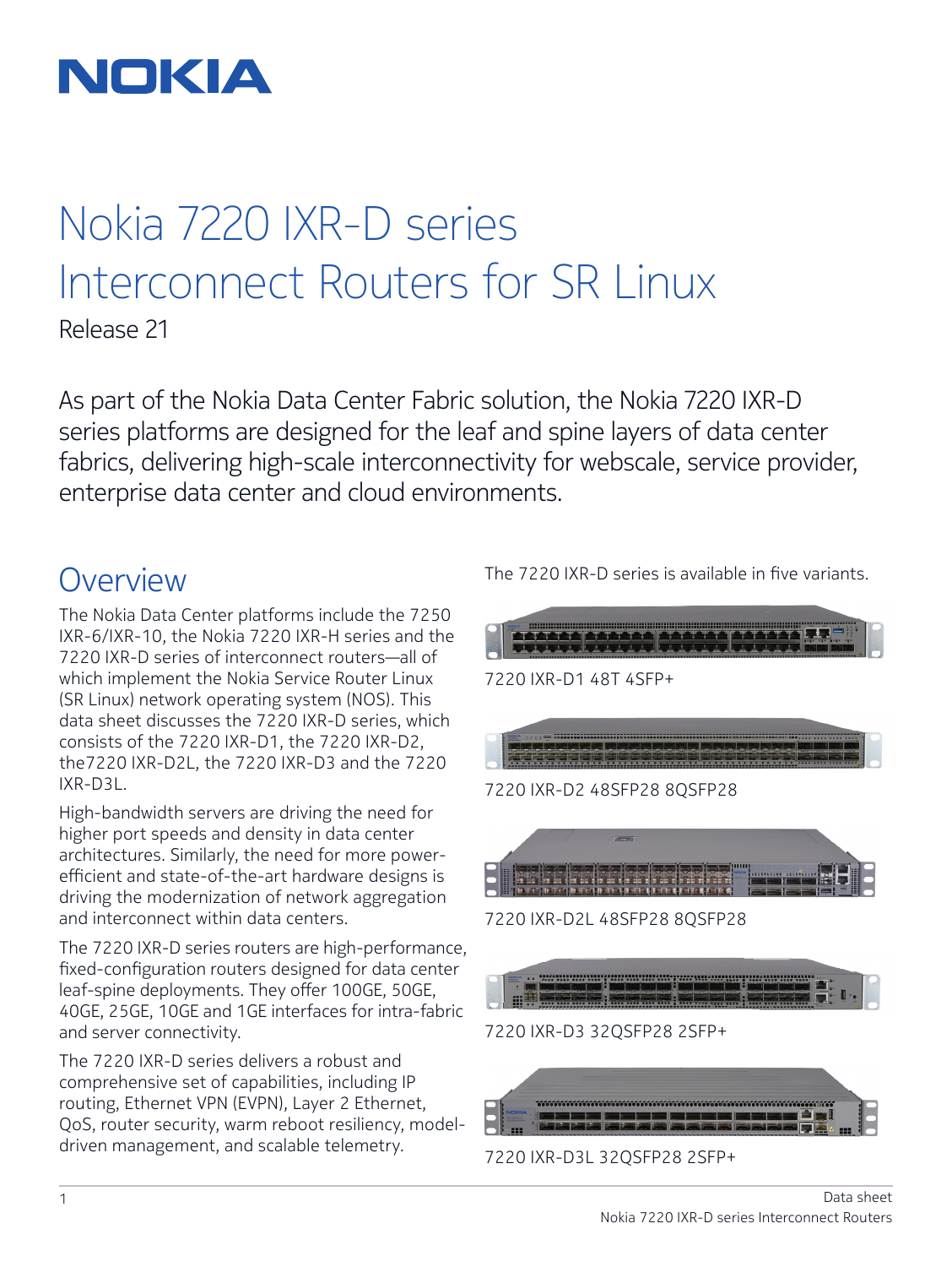NOKIA

# Nokia 7220 IXR-D series Interconnect Routers for SR Linux

Release 21

As part of the Nokia Data Center Fabric solution, the Nokia 7220 IXR-D series platforms are designed for the leaf and spine layers of data center fabrics, delivering high-scale interconnectivity for webscale, service provider, enterprise data center and cloud environments.

## Overview

The Nokia Data Center platforms include the 7250 IXR-6/IXR-10, the Nokia 7220 IXR-H series and the 7220 IXR-D series of interconnect routers—all of which implement the Nokia Service Router Linux (SR Linux) network operating system (NOS). This data sheet discusses the 7220 IXR-D series, which consists of the 7220 IXR-D1, the 7220 IXR-D2, the7220 IXR-D2L, the 7220 IXR-D3 and the 7220 IXR-D3L.

High-bandwidth servers are driving the need for higher port speeds and density in data center architectures. Similarly, the need for more power-efficient and state-of-the-art hardware designs is driving the modernization of network aggregation and interconnect within data centers.

The 7220 IXR-D series routers are high-performance, fixed-configuration routers designed for data center leaf-spine deployments. They offer 100GE, 50GE, 40GE, 25GE, 10GE and 1GE interfaces for intra-fabric and server connectivity.

The 7220 IXR-D series delivers a robust and comprehensive set of capabilities, including IP routing, Ethernet VPN (EVPN), Layer 2 Ethernet, QoS, router security, warm reboot resiliency, model-driven management, and scalable telemetry.

The 7220 IXR-D series is available in five variants.

7220 IXR-D1 48T 4SFP+

7220 IXR-D2 48SFP28 8QSFP28

7220 IXR-D2L 48SFP28 8QSFP28

7220 IXR-D3 32QSFP28 2SFP+

7220 IXR-D3L 32QSFP28 2SFP+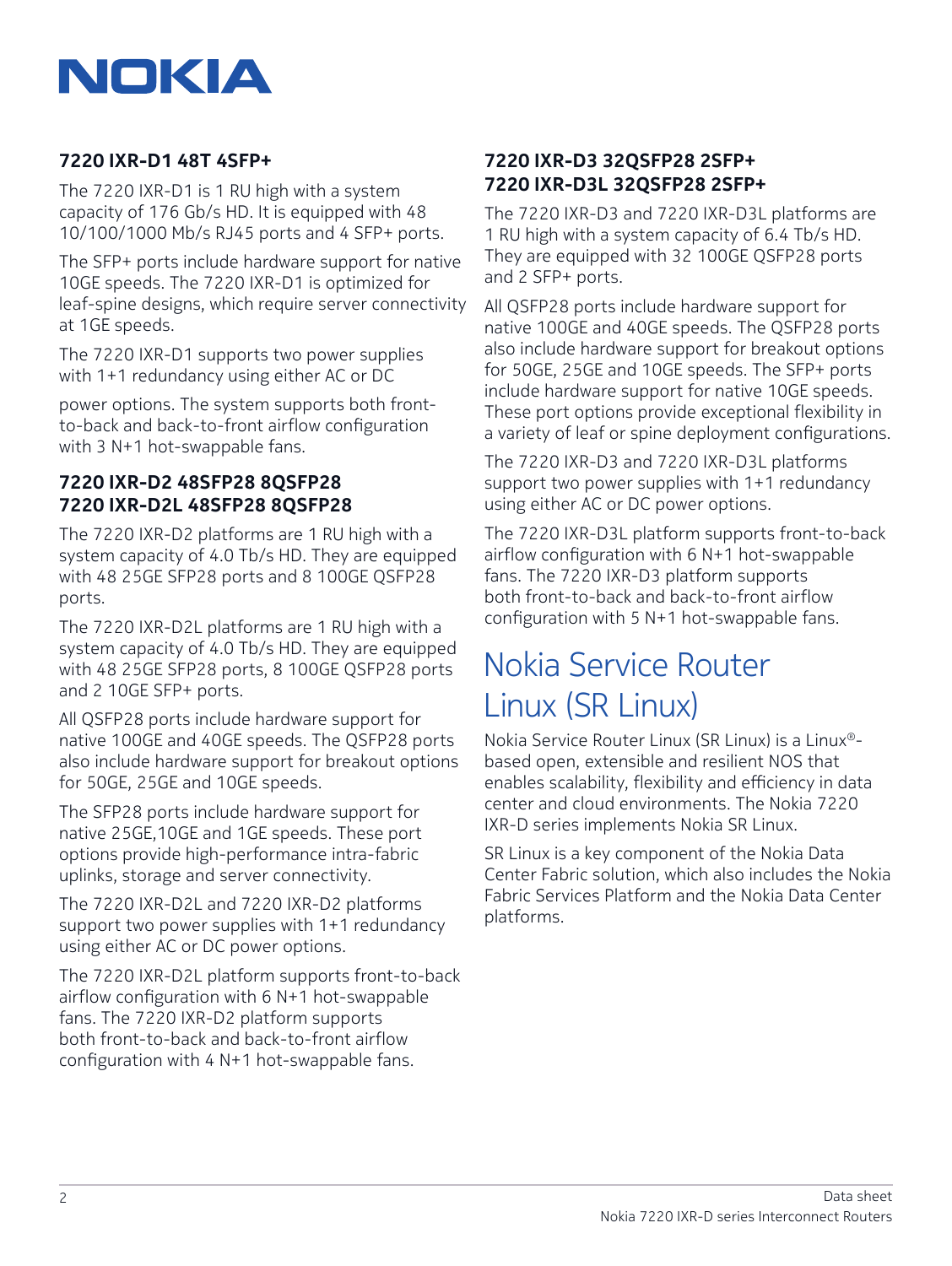### 7220 IXR-D1 48T 4SFP+

The 7220 IXR-D1 is 1 RU high with a system capacity of 176 Gb/s HD. It is equipped with 48 10/100/1000 Mb/s RJ45 ports and 4 SFP+ ports.

The SFP+ ports include hardware support for native 10GE speeds. The 7220 IXR-D1 is optimized for leaf-spine designs, which require server connectivity at 1GE speeds.

The 7220 IXR-D1 supports two power supplies with 1+1 redundancy using either AC or DC

power options. The system supports both front-to-back and back-to-front airflow configuration with 3 N+1 hot-swappable fans.

### 7220 IXR-D2 48SFP28 8QSFP28
### 7220 IXR-D2L 48SFP28 8QSFP28

The 7220 IXR-D2 platforms are 1 RU high with a system capacity of 4.0 Tb/s HD. They are equipped with 48 25GE SFP28 ports and 8 100GE QSFP28 ports.

The 7220 IXR-D2L platforms are 1 RU high with a system capacity of 4.0 Tb/s HD. They are equipped with 48 25GE SFP28 ports, 8 100GE QSFP28 ports and 2 10GE SFP+ ports.

All QSFP28 ports include hardware support for native 100GE and 40GE speeds. The QSFP28 ports also include hardware support for breakout options for 50GE, 25GE and 10GE speeds.

The SFP28 ports include hardware support for native 25GE,10GE and 1GE speeds. These port options provide high-performance intra-fabric uplinks, storage and server connectivity.

The 7220 IXR-D2L and 7220 IXR-D2 platforms support two power supplies with 1+1 redundancy using either AC or DC power options.

The 7220 IXR-D2L platform supports front-to-back airflow configuration with 6 N+1 hot-swappable fans. The 7220 IXR-D2 platform supports both front-to-back and back-to-front airflow configuration with 4 N+1 hot-swappable fans.

### 7220 IXR-D3 32QSFP28 2SFP+
### 7220 IXR-D3L 32QSFP28 2SFP+

The 7220 IXR-D3 and 7220 IXR-D3L platforms are 1 RU high with a system capacity of 6.4 Tb/s HD. They are equipped with 32 100GE QSFP28 ports and 2 SFP+ ports.

All QSFP28 ports include hardware support for native 100GE and 40GE speeds. The QSFP28 ports also include hardware support for breakout options for 50GE, 25GE and 10GE speeds. The SFP+ ports include hardware support for native 10GE speeds. These port options provide exceptional flexibility in a variety of leaf or spine deployment configurations.

The 7220 IXR-D3 and 7220 IXR-D3L platforms support two power supplies with 1+1 redundancy using either AC or DC power options.

The 7220 IXR-D3L platform supports front-to-back airflow configuration with 6 N+1 hot-swappable fans. The 7220 IXR-D3 platform supports both front-to-back and back-to-front airflow configuration with 5 N+1 hot-swappable fans.

## Nokia Service Router Linux (SR Linux)

Nokia Service Router Linux (SR Linux) is a Linux®-based open, extensible and resilient NOS that enables scalability, flexibility and efficiency in data center and cloud environments. The Nokia 7220 IXR-D series implements Nokia SR Linux.

SR Linux is a key component of the Nokia Data Center Fabric solution, which also includes the Nokia Fabric Services Platform and the Nokia Data Center platforms.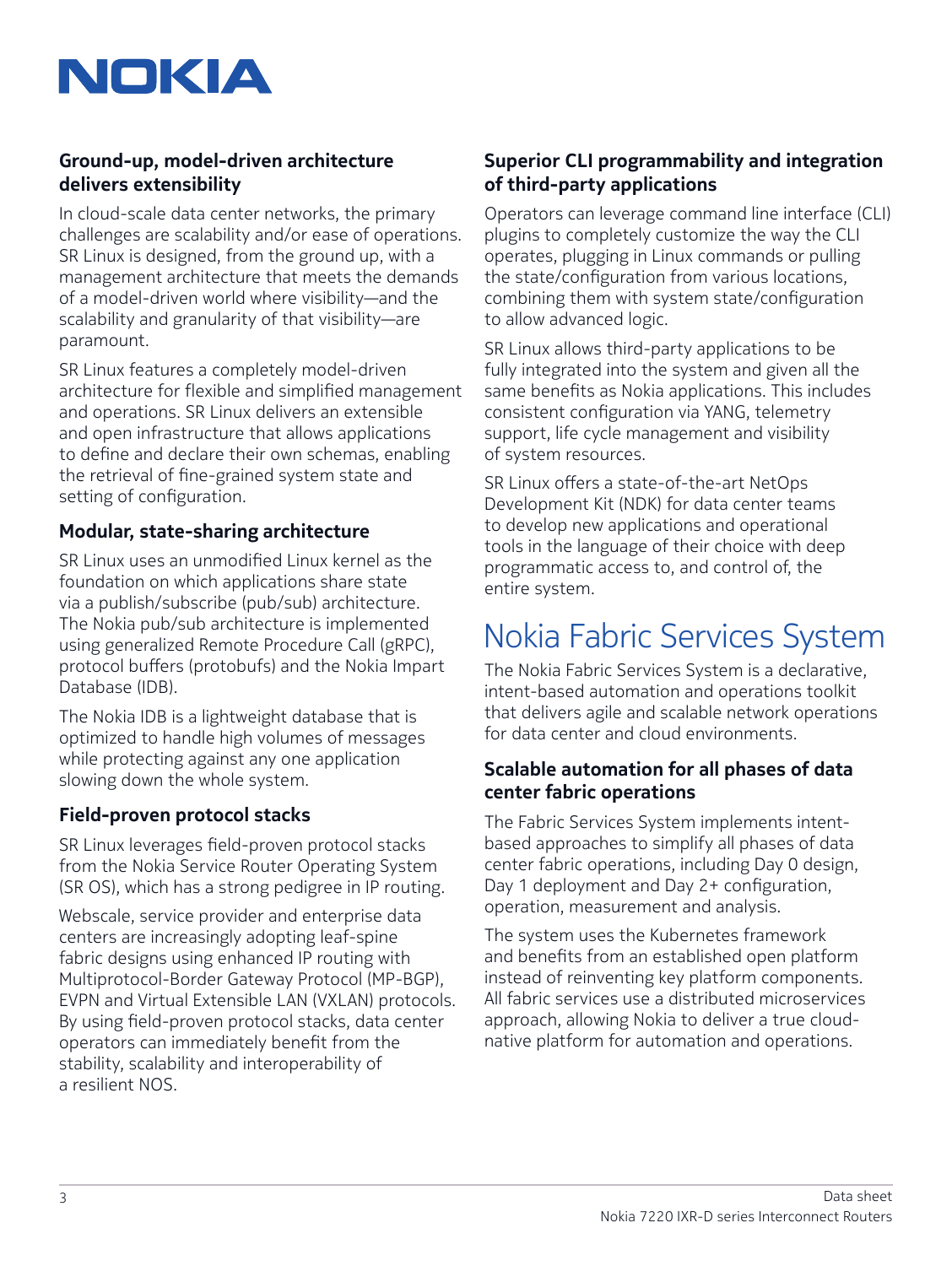### Ground-up, model-driven architecture delivers extensibility

In cloud-scale data center networks, the primary challenges are scalability and/or ease of operations. SR Linux is designed, from the ground up, with a management architecture that meets the demands of a model-driven world where visibility—and the scalability and granularity of that visibility—are paramount.

SR Linux features a completely model-driven architecture for flexible and simplified management and operations. SR Linux delivers an extensible and open infrastructure that allows applications to define and declare their own schemas, enabling the retrieval of fine-grained system state and setting of configuration.

### Modular, state-sharing architecture

SR Linux uses an unmodified Linux kernel as the foundation on which applications share state via a publish/subscribe (pub/sub) architecture. The Nokia pub/sub architecture is implemented using generalized Remote Procedure Call (gRPC), protocol buffers (protobufs) and the Nokia Impart Database (IDB).

The Nokia IDB is a lightweight database that is optimized to handle high volumes of messages while protecting against any one application slowing down the whole system.

### Field-proven protocol stacks

SR Linux leverages field-proven protocol stacks from the Nokia Service Router Operating System (SR OS), which has a strong pedigree in IP routing.

Webscale, service provider and enterprise data centers are increasingly adopting leaf-spine fabric designs using enhanced IP routing with Multiprotocol-Border Gateway Protocol (MP-BGP), EVPN and Virtual Extensible LAN (VXLAN) protocols. By using field-proven protocol stacks, data center operators can immediately benefit from the stability, scalability and interoperability of a resilient NOS.

### Superior CLI programmability and integration of third-party applications

Operators can leverage command line interface (CLI) plugins to completely customize the way the CLI operates, plugging in Linux commands or pulling the state/configuration from various locations, combining them with system state/configuration to allow advanced logic.

SR Linux allows third-party applications to be fully integrated into the system and given all the same benefits as Nokia applications. This includes consistent configuration via YANG, telemetry support, life cycle management and visibility of system resources.

SR Linux offers a state-of-the-art NetOps Development Kit (NDK) for data center teams to develop new applications and operational tools in the language of their choice with deep programmatic access to, and control of, the entire system.

## Nokia Fabric Services System

The Nokia Fabric Services System is a declarative, intent-based automation and operations toolkit that delivers agile and scalable network operations for data center and cloud environments.

### Scalable automation for all phases of data center fabric operations

The Fabric Services System implements intent-based approaches to simplify all phases of data center fabric operations, including Day 0 design, Day 1 deployment and Day 2+ configuration, operation, measurement and analysis.

The system uses the Kubernetes framework and benefits from an established open platform instead of reinventing key platform components. All fabric services use a distributed microservices approach, allowing Nokia to deliver a true cloud-native platform for automation and operations.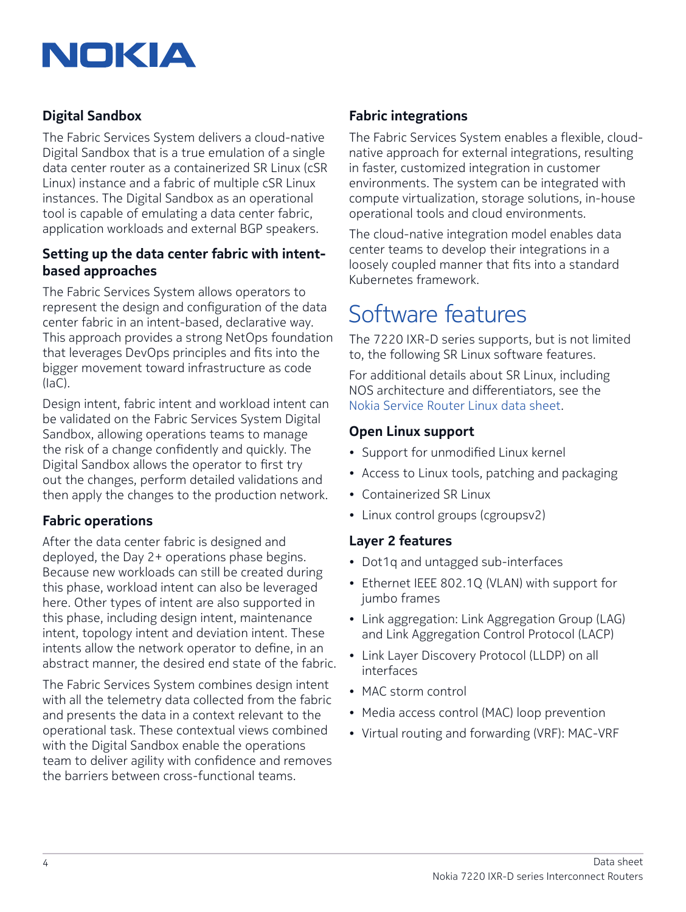### Digital Sandbox

The Fabric Services System delivers a cloud-native Digital Sandbox that is a true emulation of a single data center router as a containerized SR Linux (cSR Linux) instance and a fabric of multiple cSR Linux instances. The Digital Sandbox as an operational tool is capable of emulating a data center fabric, application workloads and external BGP speakers.

### Setting up the data center fabric with intent-based approaches

The Fabric Services System allows operators to represent the design and configuration of the data center fabric in an intent-based, declarative way. This approach provides a strong NetOps foundation that leverages DevOps principles and fits into the bigger movement toward infrastructure as code (IaC).

Design intent, fabric intent and workload intent can be validated on the Fabric Services System Digital Sandbox, allowing operations teams to manage the risk of a change confidently and quickly. The Digital Sandbox allows the operator to first try out the changes, perform detailed validations and then apply the changes to the production network.

### Fabric operations

After the data center fabric is designed and deployed, the Day 2+ operations phase begins. Because new workloads can still be created during this phase, workload intent can also be leveraged here. Other types of intent are also supported in this phase, including design intent, maintenance intent, topology intent and deviation intent. These intents allow the network operator to define, in an abstract manner, the desired end state of the fabric.

The Fabric Services System combines design intent with all the telemetry data collected from the fabric and presents the data in a context relevant to the operational task. These contextual views combined with the Digital Sandbox enable the operations team to deliver agility with confidence and removes the barriers between cross-functional teams.

### Fabric integrations

The Fabric Services System enables a flexible, cloud-native approach for external integrations, resulting in faster, customized integration in customer environments. The system can be integrated with compute virtualization, storage solutions, in-house operational tools and cloud environments.

The cloud-native integration model enables data center teams to develop their integrations in a loosely coupled manner that fits into a standard Kubernetes framework.

## Software features

The 7220 IXR-D series supports, but is not limited to, the following SR Linux software features.

For additional details about SR Linux, including NOS architecture and differentiators, see the Nokia Service Router Linux data sheet.

### Open Linux support

- Support for unmodified Linux kernel
- Access to Linux tools, patching and packaging
- Containerized SR Linux
- Linux control groups (cgroupsv2)

### Layer 2 features

- Dot1q and untagged sub-interfaces
- Ethernet IEEE 802.1Q (VLAN) with support for jumbo frames
- Link aggregation: Link Aggregation Group (LAG) and Link Aggregation Control Protocol (LACP)
- Link Layer Discovery Protocol (LLDP) on all interfaces
- MAC storm control
- Media access control (MAC) loop prevention
- Virtual routing and forwarding (VRF): MAC-VRF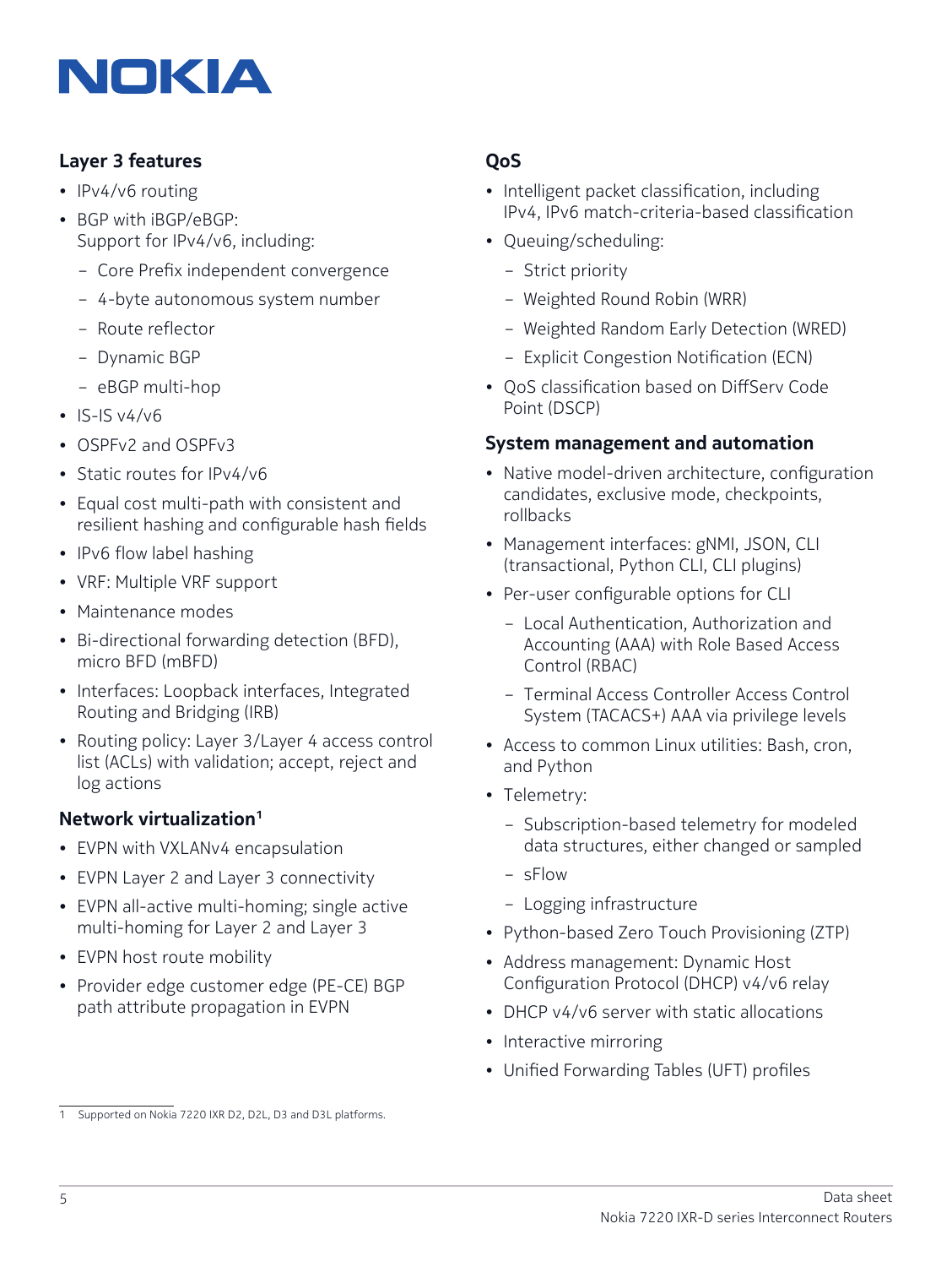### Layer 3 features

- IPv4/v6 routing
- BGP with iBGP/eBGP: Support for IPv4/v6, including:
  - Core Prefix independent convergence
  - 4-byte autonomous system number
  - Route reflector
  - Dynamic BGP
  - eBGP multi-hop
- IS-IS v4/v6
- OSPFv2 and OSPFv3
- Static routes for IPv4/v6
- Equal cost multi-path with consistent and resilient hashing and configurable hash fields
- IPv6 flow label hashing
- VRF: Multiple VRF support
- Maintenance modes
- Bi-directional forwarding detection (BFD), micro BFD (mBFD)
- Interfaces: Loopback interfaces, Integrated Routing and Bridging (IRB)
- Routing policy: Layer 3/Layer 4 access control list (ACLs) with validation; accept, reject and log actions

### Network virtualization[1]

- EVPN with VXLANv4 encapsulation
- EVPN Layer 2 and Layer 3 connectivity
- EVPN all-active multi-homing; single active multi-homing for Layer 2 and Layer 3
- EVPN host route mobility
- Provider edge customer edge (PE-CE) BGP path attribute propagation in EVPN

### QoS

- Intelligent packet classification, including IPv4, IPv6 match-criteria-based classification
- Queuing/scheduling:
  - Strict priority
  - Weighted Round Robin (WRR)
  - Weighted Random Early Detection (WRED)
  - Explicit Congestion Notification (ECN)
- QoS classification based on DiffServ Code Point (DSCP)

### System management and automation

- Native model-driven architecture, configuration candidates, exclusive mode, checkpoints, rollbacks
- Management interfaces: gNMI, JSON, CLI (transactional, Python CLI, CLI plugins)
- Per-user configurable options for CLI
  - Local Authentication, Authorization and Accounting (AAA) with Role Based Access Control (RBAC)
  - Terminal Access Controller Access Control System (TACACS+) AAA via privilege levels
- Access to common Linux utilities: Bash, cron, and Python
- Telemetry:
  - Subscription-based telemetry for modeled data structures, either changed or sampled
  - sFlow
  - Logging infrastructure
- Python-based Zero Touch Provisioning (ZTP)
- Address management: Dynamic Host Configuration Protocol (DHCP) v4/v6 relay
- DHCP v4/v6 server with static allocations
- Interactive mirroring
- Unified Forwarding Tables (UFT) profiles

1 Supported on Nokia 7220 IXR D2, D2L, D3 and D3L platforms.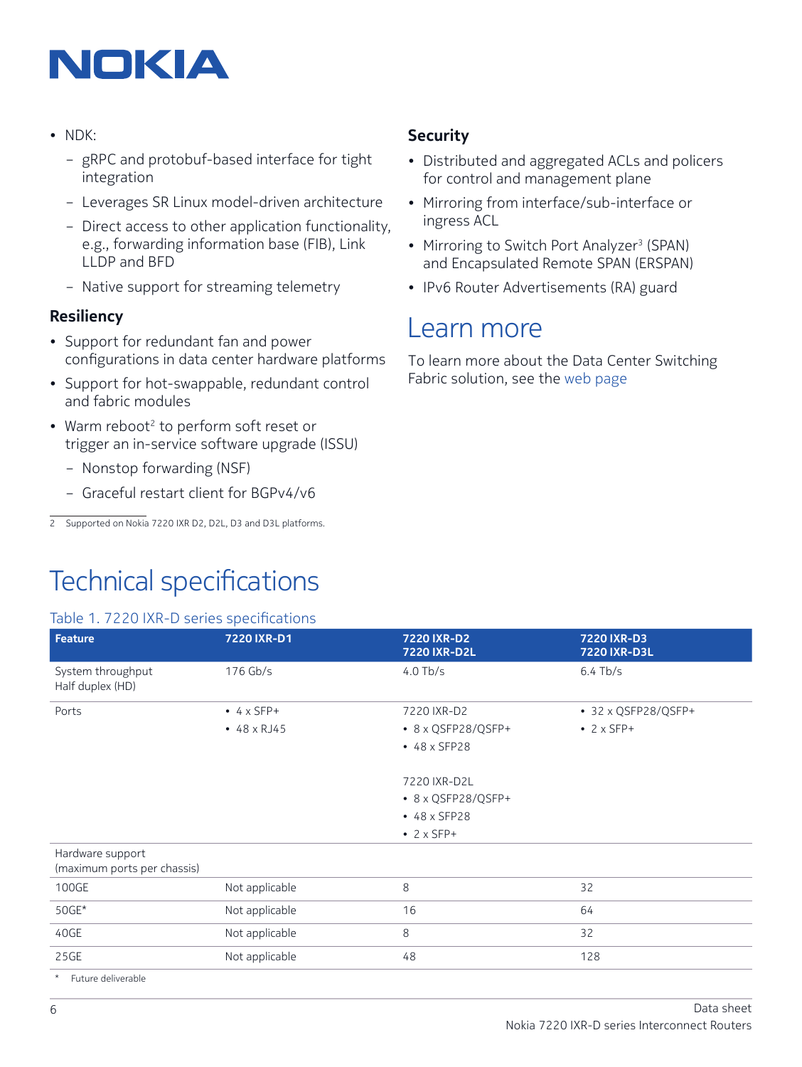- NDK:
  - gRPC and protobuf-based interface for tight integration
  - Leverages SR Linux model-driven architecture
  - Direct access to other application functionality, e.g., forwarding information base (FIB), Link LLDP and BFD
  - Native support for streaming telemetry

### Resiliency

- Support for redundant fan and power configurations in data center hardware platforms
- Support for hot-swappable, redundant control and fabric modules
- Warm reboot[2] to perform soft reset or trigger an in-service software upgrade (ISSU)
  - Nonstop forwarding (NSF)
  - Graceful restart client for BGPv4/v6

2 Supported on Nokia 7220 IXR D2, D2L, D3 and D3L platforms.

### Security

- Distributed and aggregated ACLs and policers for control and management plane
- Mirroring from interface/sub-interface or ingress ACL
- Mirroring to Switch Port Analyzer[3] (SPAN) and Encapsulated Remote SPAN (ERSPAN)
- IPv6 Router Advertisements (RA) guard

## Learn more

To learn more about the Data Center Switching Fabric solution, see the web page

# Technical specifications

Table 1. 7220 IXR-D series specifications

| Feature | 7220 IXR-D1 | 7220 IXR-D2<br>7220 IXR-D2L | 7220 IXR-D3<br>7220 IXR-D3L |
|---|---|---|---|
| System throughput<br>Half duplex (HD) | 176 Gb/s | 4.0 Tb/s | 6.4 Tb/s |
| Ports | • 4 x SFP+<br>• 48 x RJ45 | 7220 IXR-D2<br>• 8 x QSFP28/QSFP+<br>• 48 x SFP28<br><br>7220 IXR-D2L<br>• 8 x QSFP28/QSFP+<br>• 48 x SFP28<br>• 2 x SFP+ | • 32 x QSFP28/QSFP+<br>• 2 x SFP+ |
| Hardware support<br>(maximum ports per chassis) | | | |
| 100GE | Not applicable | 8 | 32 |
| 50GE* | Not applicable | 16 | 64 |
| 40GE | Not applicable | 8 | 32 |
| 25GE | Not applicable | 48 | 128 |

\* Future deliverable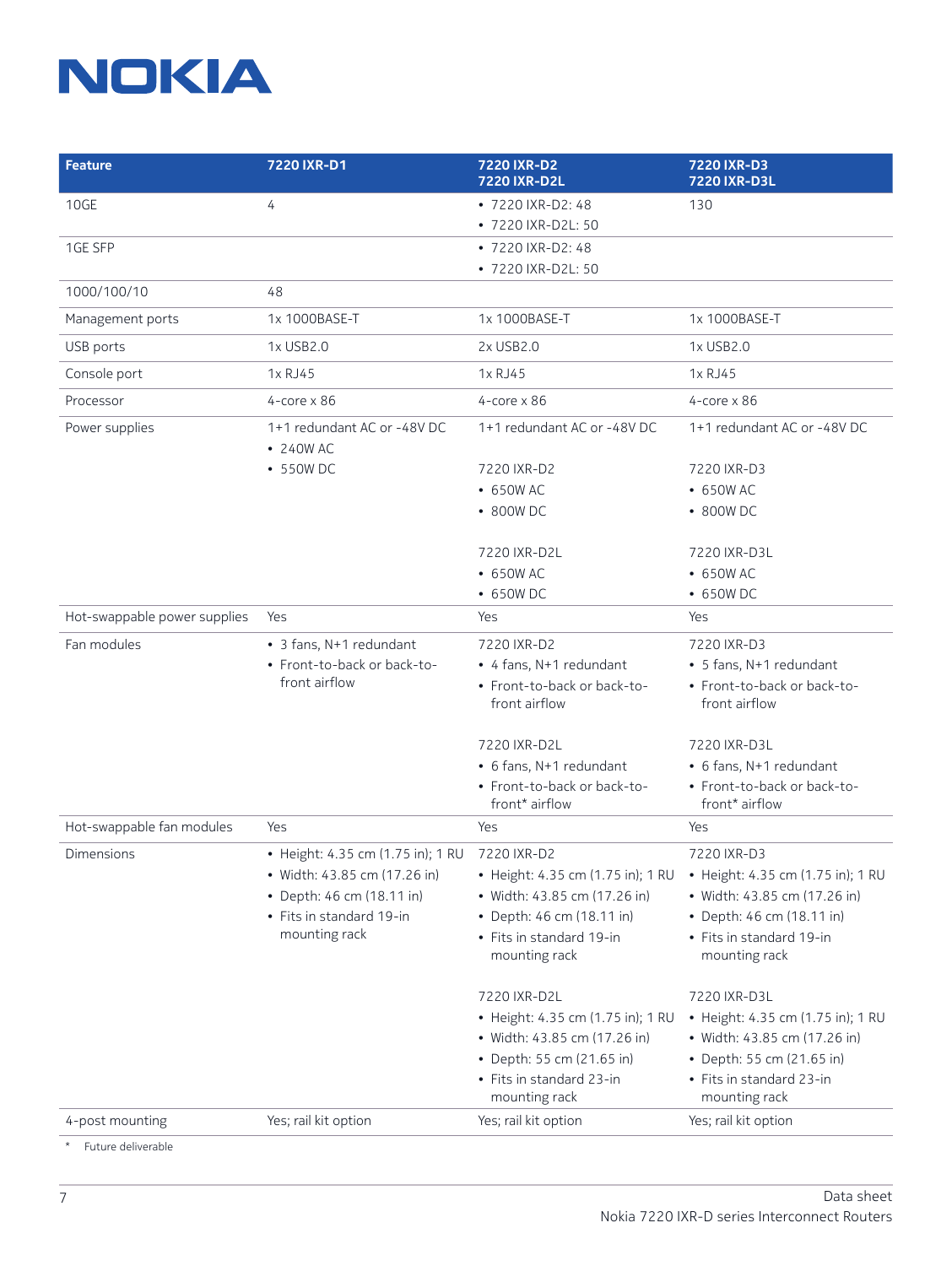| Feature | 7220 IXR-D1 | 7220 IXR-D2<br>7220 IXR-D2L | 7220 IXR-D3<br>7220 IXR-D3L |
|---|---|---|---|
| 10GE | 4 | • 7220 IXR-D2: 48<br>• 7220 IXR-D2L: 50 | 130 |
| 1GE SFP | | • 7220 IXR-D2: 48<br>• 7220 IXR-D2L: 50 | |
| 1000/100/10 | 48 | | |
| Management ports | 1x 1000BASE-T | 1x 1000BASE-T | 1x 1000BASE-T |
| USB ports | 1x USB2.0 | 2x USB2.0 | 1x USB2.0 |
| Console port | 1x RJ45 | 1x RJ45 | 1x RJ45 |
| Processor | 4-core x 86 | 4-core x 86 | 4-core x 86 |
| Power supplies | 1+1 redundant AC or -48V DC<br>• 240W AC<br>• 550W DC | 1+1 redundant AC or -48V DC<br><br>7220 IXR-D2<br>• 650W AC<br>• 800W DC<br><br>7220 IXR-D2L<br>• 650W AC<br>• 650W DC | 1+1 redundant AC or -48V DC<br><br>7220 IXR-D3<br>• 650W AC<br>• 800W DC<br><br>7220 IXR-D3L<br>• 650W AC<br>• 650W DC |
| Hot-swappable power supplies | Yes | Yes | Yes |
| Fan modules | • 3 fans, N+1 redundant<br>• Front-to-back or back-to-front airflow | 7220 IXR-D2<br>• 4 fans, N+1 redundant<br>• Front-to-back or back-to-front airflow<br><br>7220 IXR-D2L<br>• 6 fans, N+1 redundant<br>• Front-to-back or back-to-front* airflow | 7220 IXR-D3<br>• 5 fans, N+1 redundant<br>• Front-to-back or back-to-front airflow<br><br>7220 IXR-D3L<br>• 6 fans, N+1 redundant<br>• Front-to-back or back-to-front* airflow |
| Hot-swappable fan modules | Yes | Yes | Yes |
| Dimensions | • Height: 4.35 cm (1.75 in); 1 RU<br>• Width: 43.85 cm (17.26 in)<br>• Depth: 46 cm (18.11 in)<br>• Fits in standard 19-in mounting rack | 7220 IXR-D2<br>• Height: 4.35 cm (1.75 in); 1 RU<br>• Width: 43.85 cm (17.26 in)<br>• Depth: 46 cm (18.11 in)<br>• Fits in standard 19-in mounting rack<br><br>7220 IXR-D2L<br>• Height: 4.35 cm (1.75 in); 1 RU<br>• Width: 43.85 cm (17.26 in)<br>• Depth: 55 cm (21.65 in)<br>• Fits in standard 23-in mounting rack | 7220 IXR-D3<br>• Height: 4.35 cm (1.75 in); 1 RU<br>• Width: 43.85 cm (17.26 in)<br>• Depth: 46 cm (18.11 in)<br>• Fits in standard 19-in mounting rack<br><br>7220 IXR-D3L<br>• Height: 4.35 cm (1.75 in); 1 RU<br>• Width: 43.85 cm (17.26 in)<br>• Depth: 55 cm (21.65 in)<br>• Fits in standard 23-in mounting rack |
| 4-post mounting | Yes; rail kit option | Yes; rail kit option | Yes; rail kit option |

\* Future deliverable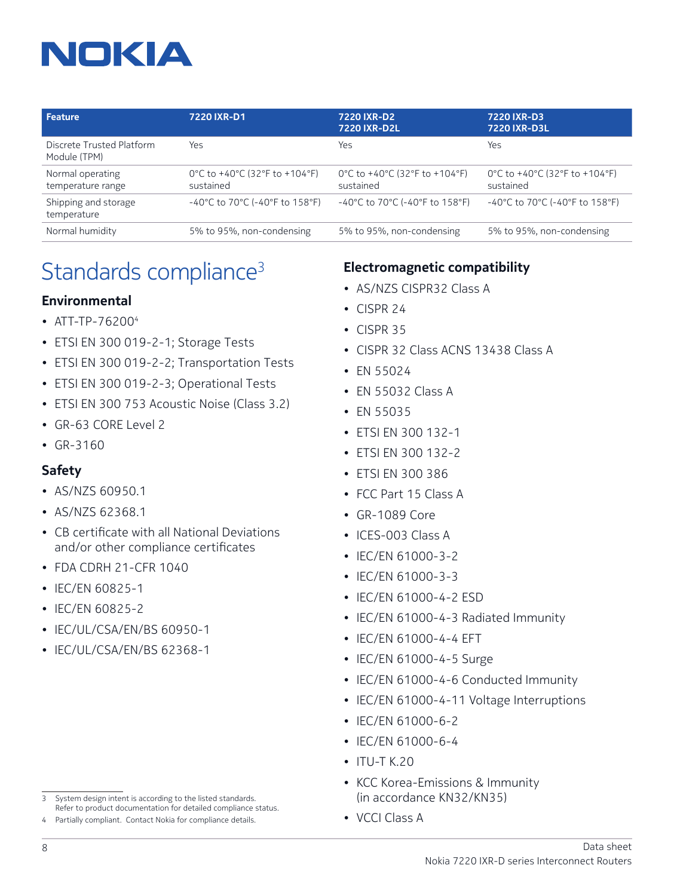| Feature | 7220 IXR-D1 | 7220 IXR-D2<br>7220 IXR-D2L | 7220 IXR-D3<br>7220 IXR-D3L |
|---|---|---|---|
| Discrete Trusted Platform Module (TPM) | Yes | Yes | Yes |
| Normal operating temperature range | 0°C to +40°C (32°F to +104°F) sustained | 0°C to +40°C (32°F to +104°F) sustained | 0°C to +40°C (32°F to +104°F) sustained |
| Shipping and storage temperature | -40°C to 70°C (-40°F to 158°F) | -40°C to 70°C (-40°F to 158°F) | -40°C to 70°C (-40°F to 158°F) |
| Normal humidity | 5% to 95%, non-condensing | 5% to 95%, non-condensing | 5% to 95%, non-condensing |

# Standards compliance[3]

### Environmental

- ATT-TP-76200[4]
- ETSI EN 300 019-2-1; Storage Tests
- ETSI EN 300 019-2-2; Transportation Tests
- ETSI EN 300 019-2-3; Operational Tests
- ETSI EN 300 753 Acoustic Noise (Class 3.2)
- GR-63 CORE Level 2
- GR-3160

### Safety

- AS/NZS 60950.1
- AS/NZS 62368.1
- CB certificate with all National Deviations and/or other compliance certificates
- FDA CDRH 21-CFR 1040
- IEC/EN 60825-1
- IEC/EN 60825-2
- IEC/UL/CSA/EN/BS 60950-1
- IEC/UL/CSA/EN/BS 62368-1

### Electromagnetic compatibility

- AS/NZS CISPR32 Class A
- CISPR 24
- CISPR 35
- CISPR 32 Class ACNS 13438 Class A
- EN 55024
- EN 55032 Class A
- EN 55035
- ETSI EN 300 132-1
- ETSI EN 300 132-2
- ETSI EN 300 386
- FCC Part 15 Class A
- GR-1089 Core
- ICES-003 Class A
- IEC/EN 61000-3-2
- IEC/EN 61000-3-3
- IEC/EN 61000-4-2 ESD
- IEC/EN 61000-4-3 Radiated Immunity
- IEC/EN 61000-4-4 EFT
- IEC/EN 61000-4-5 Surge
- IEC/EN 61000-4-6 Conducted Immunity
- IEC/EN 61000-4-11 Voltage Interruptions
- IEC/EN 61000-6-2
- IEC/EN 61000-6-4
- ITU-T K.20
- KCC Korea-Emissions & Immunity (in accordance KN32/KN35)
- VCCI Class A

3 System design intent is according to the listed standards. Refer to product documentation for detailed compliance status.

4 Partially compliant. Contact Nokia for compliance details.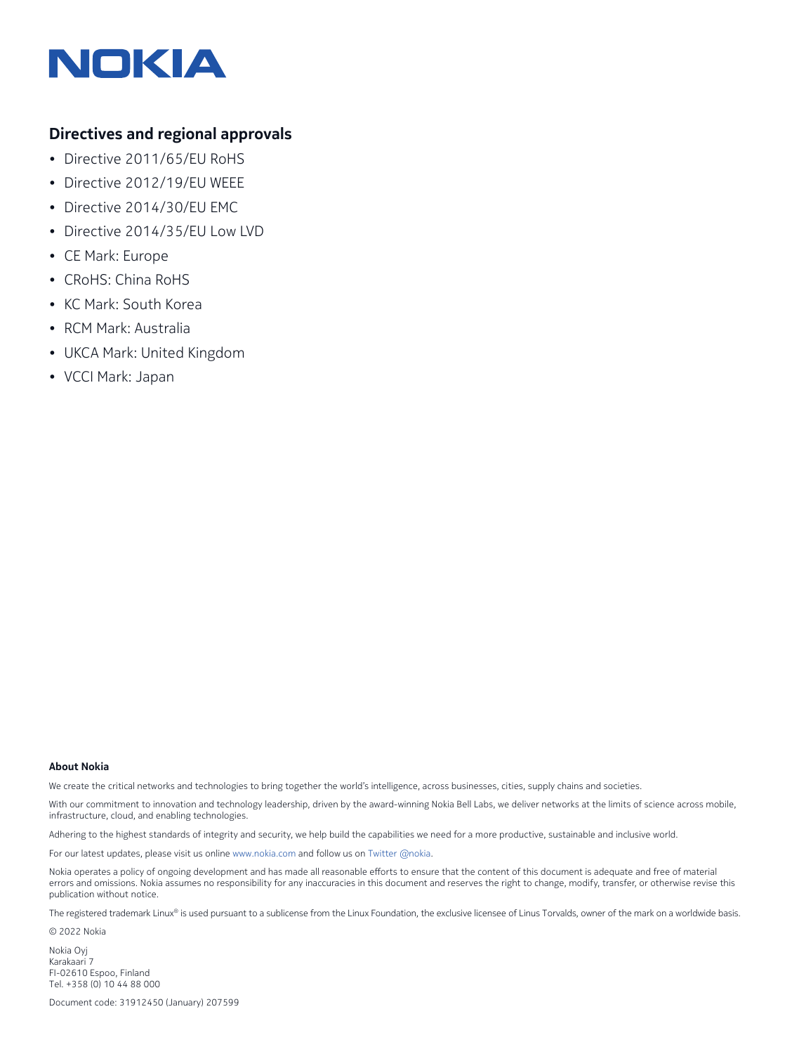NOKIA

## Directives and regional approvals

- Directive 2011/65/EU RoHS
- Directive 2012/19/EU WEEE
- Directive 2014/30/EU EMC
- Directive 2014/35/EU Low LVD
- CE Mark: Europe
- CRoHS: China RoHS
- KC Mark: South Korea
- RCM Mark: Australia
- UKCA Mark: United Kingdom
- VCCI Mark: Japan

**About Nokia**

We create the critical networks and technologies to bring together the world's intelligence, across businesses, cities, supply chains and societies.

With our commitment to innovation and technology leadership, driven by the award-winning Nokia Bell Labs, we deliver networks at the limits of science across mobile, infrastructure, cloud, and enabling technologies.

Adhering to the highest standards of integrity and security, we help build the capabilities we need for a more productive, sustainable and inclusive world.

For our latest updates, please visit us online www.nokia.com and follow us on Twitter @nokia.

Nokia operates a policy of ongoing development and has made all reasonable efforts to ensure that the content of this document is adequate and free of material errors and omissions. Nokia assumes no responsibility for any inaccuracies in this document and reserves the right to change, modify, transfer, or otherwise revise this publication without notice.

The registered trademark Linux® is used pursuant to a sublicense from the Linux Foundation, the exclusive licensee of Linus Torvalds, owner of the mark on a worldwide basis.

© 2022 Nokia

Nokia Oyj
Karakaari 7
FI-02610 Espoo, Finland
Tel. +358 (0) 10 44 88 000

Document code: 31912450 (January) 207599